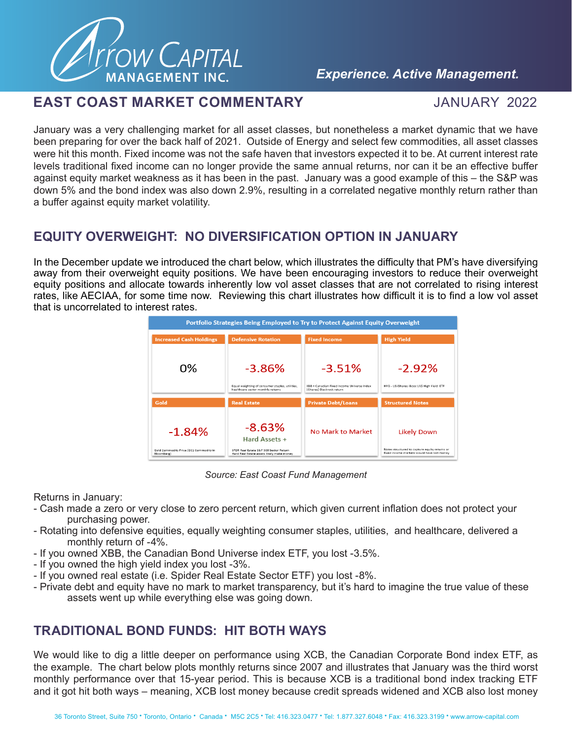# EAST COAST MARKET COMMENTARY

JANUARY 2022

January was a very challenging market for all asset classes, but nonetheless a market dynamic that we have been preparing for over the back half of 2021. Outside of Energy and select few commodities, all asset classes were hit this month. Fixed income was not the safe haven that investors expected it to be. At current interest rate levels traditional fixed income can no longer provide the same annual returns, nor can it be an effective buffer against equity market weakness as it has been in the past. January was a good example of this – the S&P was down 5% and the bond index was also down 2.9%, resulting in a correlated negative monthly return rather than a buffer against equity market volatility.

## EQUITY OVERWEIGHT: NO DIVERSIFICATION OPTION IN JANUARY

In the December update we introduced the chart below, which illustrates the difficulty that PM's have diversifying away from their overweight equity positions. We have been encouraging investors to reduce their overweight equity positions and allocate towards inherently low vol asset classes that are not correlated to rising interest rates, like AECIAA, for some time now. Reviewing this chart illustrates how difficult it is to find a low vol asset that is uncorrelated to interest rates.

**Portfolio Strategies Being Employed to Try to Protect Against Equity Overweight**

| Increased Cash Holdings | Defensive Rotation | Fixed Income | High Yield |
|---|---|---|---|
| 0% | -3.86% | -3.51% | -2.92% |
| | Equal weighting of consumer staples, utilities, healthcare sector monthly returns | XBB – Canadian Fixed Income Universe Index (iShares) Blackrock return | HYG - US iShares iBoxx US$ High Yield ETF |
| **Gold** | **Real Estate** | **Private Debt/Loans** | **Structured Notes** |
| -1.84% | -8.63% Hard Assets + | No Mark to Market | Likely Down |
| Gold Commodity Price (GC1 Commodity in Bloomberg) | SPDR Real Estate S&P 500 Sector Return Hard Real Estate assets likely make money | | Notes structured to capture equity returns or fixed income markets would have lost money |

*Source: East Coast Fund Management*

Returns in January:

- Cash made a zero or very close to zero percent return, which given current inflation does not protect your purchasing power.
- Rotating into defensive equities, equally weighting consumer staples, utilities, and healthcare, delivered a monthly return of -4%.
- If you owned XBB, the Canadian Bond Universe index ETF, you lost -3.5%.
- If you owned the high yield index you lost -3%.
- If you owned real estate (i.e. Spider Real Estate Sector ETF) you lost -8%.
- Private debt and equity have no mark to market transparency, but it's hard to imagine the true value of these assets went up while everything else was going down.

## TRADITIONAL BOND FUNDS: HIT BOTH WAYS

We would like to dig a little deeper on performance using XCB, the Canadian Corporate Bond index ETF, as the example. The chart below plots monthly returns since 2007 and illustrates that January was the third worst monthly performance over that 15-year period. This is because XCB is a traditional bond index tracking ETF and it got hit both ways – meaning, XCB lost money because credit spreads widened and XCB also lost money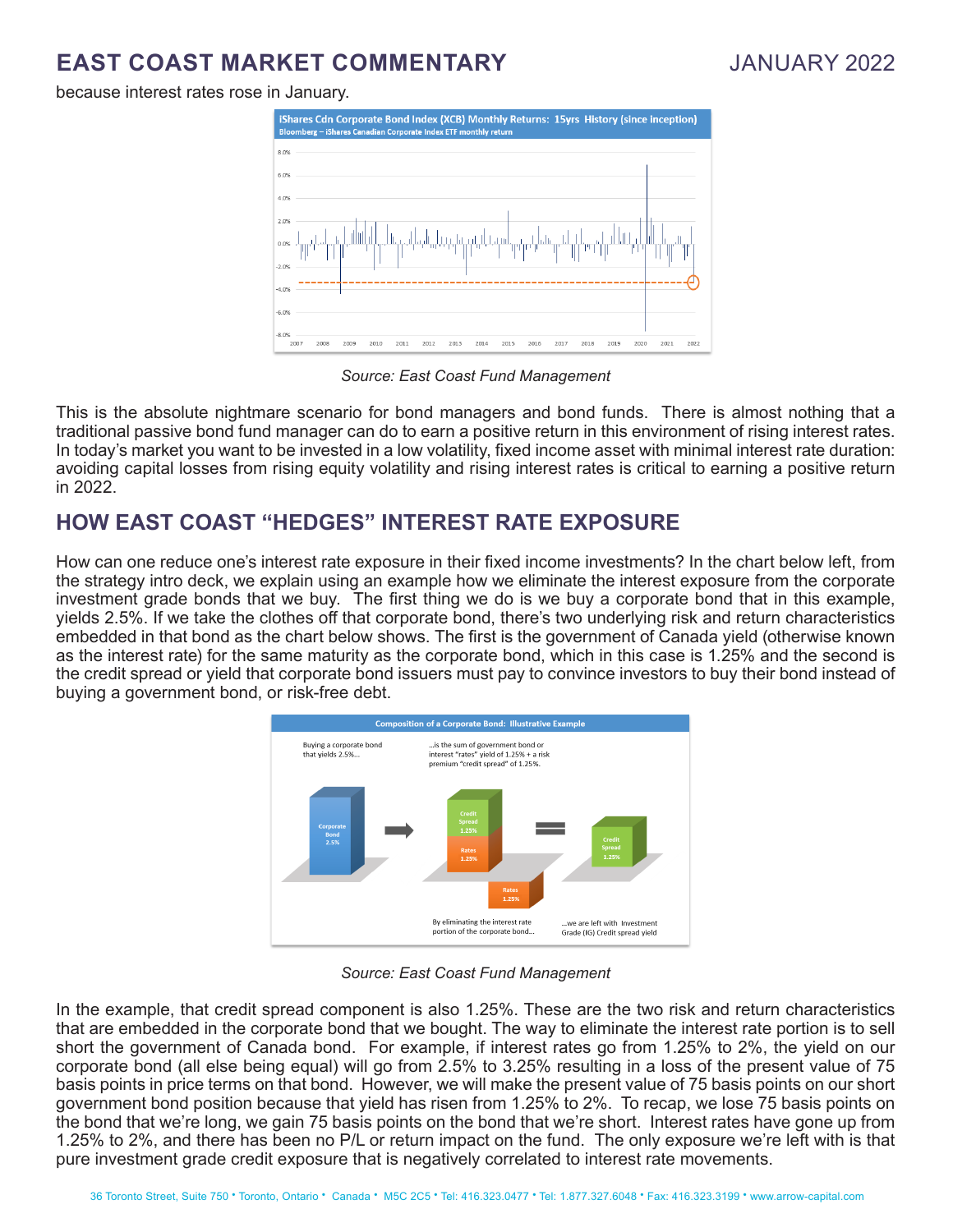because interest rates rose in January.

*Source: East Coast Fund Management*

This is the absolute nightmare scenario for bond managers and bond funds. There is almost nothing that a traditional passive bond fund manager can do to earn a positive return in this environment of rising interest rates. In today's market you want to be invested in a low volatility, fixed income asset with minimal interest rate duration: avoiding capital losses from rising equity volatility and rising interest rates is critical to earning a positive return in 2022.

## HOW EAST COAST "HEDGES" INTEREST RATE EXPOSURE

How can one reduce one's interest rate exposure in their fixed income investments? In the chart below left, from the strategy intro deck, we explain using an example how we eliminate the interest exposure from the corporate investment grade bonds that we buy. The first thing we do is we buy a corporate bond that in this example, yields 2.5%. If we take the clothes off that corporate bond, there's two underlying risk and return characteristics embedded in that bond as the chart below shows. The first is the government of Canada yield (otherwise known as the interest rate) for the same maturity as the corporate bond, which in this case is 1.25% and the second is the credit spread or yield that corporate bond issuers must pay to convince investors to buy their bond instead of buying a government bond, or risk-free debt.

*Source: East Coast Fund Management*

In the example, that credit spread component is also 1.25%. These are the two risk and return characteristics that are embedded in the corporate bond that we bought. The way to eliminate the interest rate portion is to sell short the government of Canada bond. For example, if interest rates go from 1.25% to 2%, the yield on our corporate bond (all else being equal) will go from 2.5% to 3.25% resulting in a loss of the present value of 75 basis points in price terms on that bond. However, we will make the present value of 75 basis points on our short government bond position because that yield has risen from 1.25% to 2%. To recap, we lose 75 basis points on the bond that we're long, we gain 75 basis points on the bond that we're short. Interest rates have gone up from 1.25% to 2%, and there has been no P/L or return impact on the fund. The only exposure we're left with is that pure investment grade credit exposure that is negatively correlated to interest rate movements.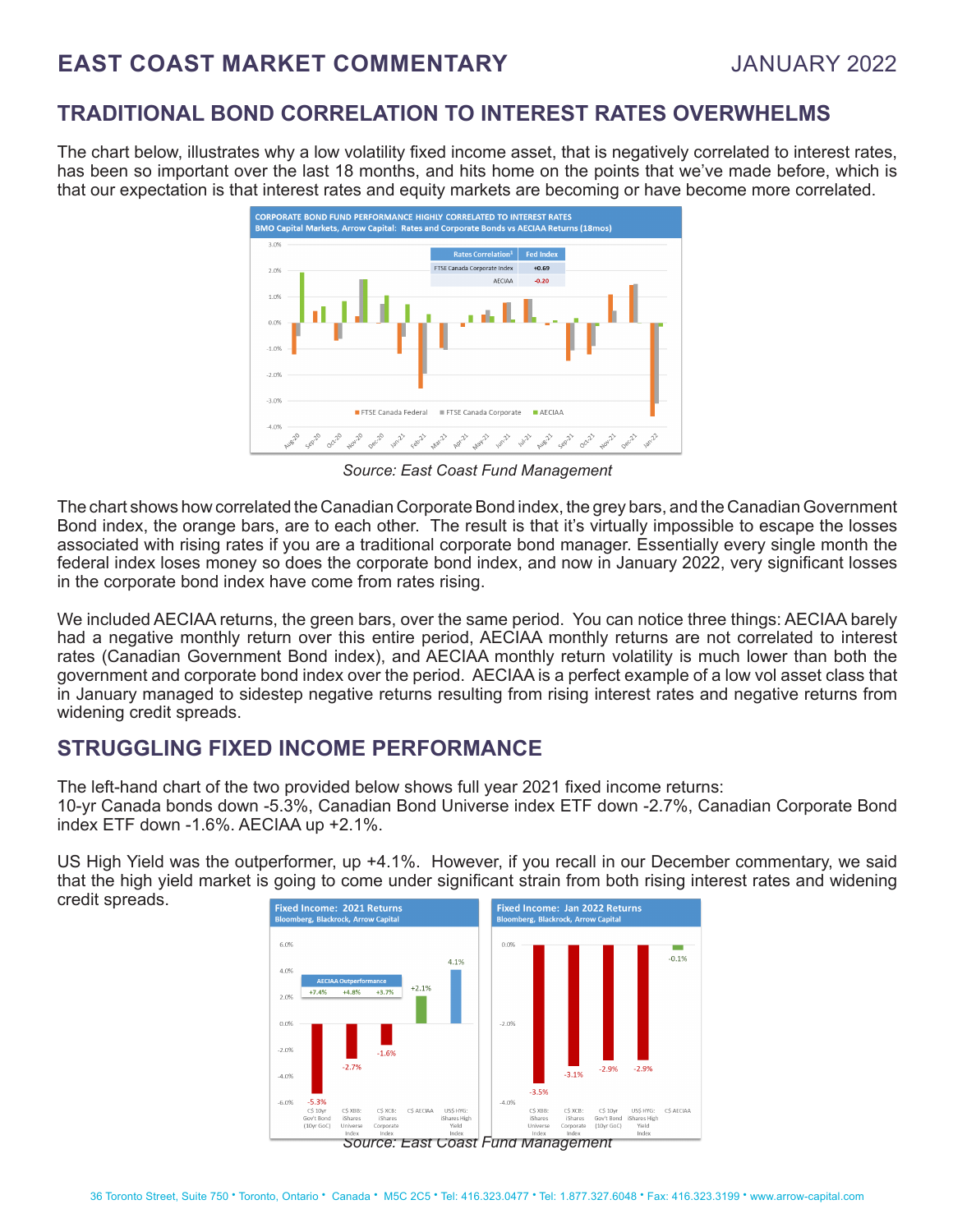# EAST COAST MARKET COMMENTARY

JANUARY 2022

## TRADITIONAL BOND CORRELATION TO INTEREST RATES OVERWHELMS

The chart below, illustrates why a low volatility fixed income asset, that is negatively correlated to interest rates, has been so important over the last 18 months, and hits home on the points that we've made before, which is that our expectation is that interest rates and equity markets are becoming or have become more correlated.

*Source: East Coast Fund Management*

The chart shows how correlated the Canadian Corporate Bond index, the grey bars, and the Canadian Government Bond index, the orange bars, are to each other. The result is that it's virtually impossible to escape the losses associated with rising rates if you are a traditional corporate bond manager. Essentially every single month the federal index loses money so does the corporate bond index, and now in January 2022, very significant losses in the corporate bond index have come from rates rising.

We included AECIAA returns, the green bars, over the same period. You can notice three things: AECIAA barely had a negative monthly return over this entire period, AECIAA monthly returns are not correlated to interest rates (Canadian Government Bond index), and AECIAA monthly return volatility is much lower than both the government and corporate bond index over the period. AECIAA is a perfect example of a low vol asset class that in January managed to sidestep negative returns resulting from rising interest rates and negative returns from widening credit spreads.

## STRUGGLING FIXED INCOME PERFORMANCE

The left-hand chart of the two provided below shows full year 2021 fixed income returns:
10-yr Canada bonds down -5.3%, Canadian Bond Universe index ETF down -2.7%, Canadian Corporate Bond index ETF down -1.6%. AECIAA up +2.1%.

US High Yield was the outperformer, up +4.1%. However, if you recall in our December commentary, we said that the high yield market is going to come under significant strain from both rising interest rates and widening credit spreads.

*Source: East Coast Fund Management*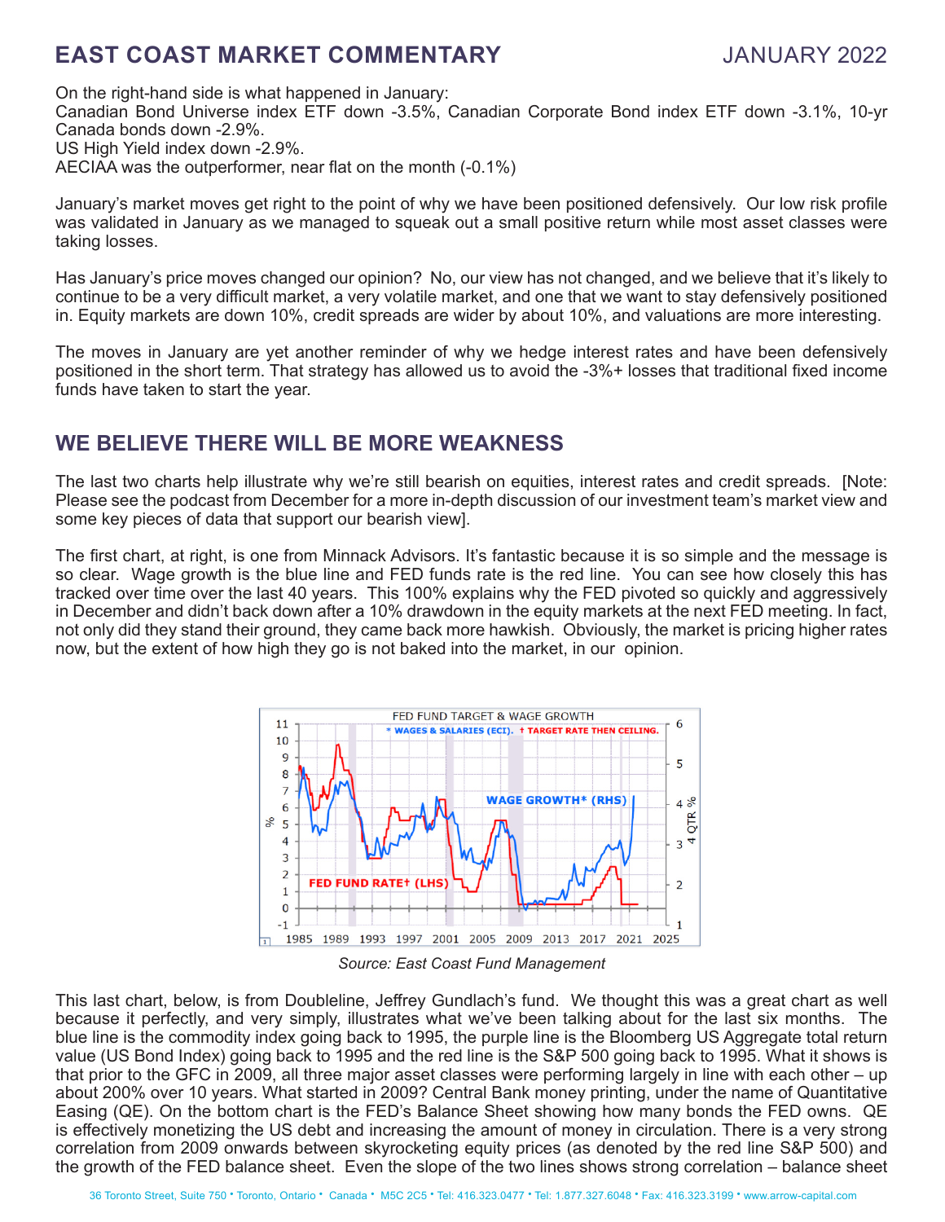On the right-hand side is what happened in January:
Canadian Bond Universe index ETF down -3.5%, Canadian Corporate Bond index ETF down -3.1%, 10-yr Canada bonds down -2.9%.
US High Yield index down -2.9%.
AECIAA was the outperformer, near flat on the month (-0.1%)

January's market moves get right to the point of why we have been positioned defensively. Our low risk profile was validated in January as we managed to squeak out a small positive return while most asset classes were taking losses.

Has January's price moves changed our opinion? No, our view has not changed, and we believe that it's likely to continue to be a very difficult market, a very volatile market, and one that we want to stay defensively positioned in. Equity markets are down 10%, credit spreads are wider by about 10%, and valuations are more interesting.

The moves in January are yet another reminder of why we hedge interest rates and have been defensively positioned in the short term. That strategy has allowed us to avoid the -3%+ losses that traditional fixed income funds have taken to start the year.

## WE BELIEVE THERE WILL BE MORE WEAKNESS

The last two charts help illustrate why we're still bearish on equities, interest rates and credit spreads. [Note: Please see the podcast from December for a more in-depth discussion of our investment team's market view and some key pieces of data that support our bearish view].

The first chart, at right, is one from Minnack Advisors. It's fantastic because it is so simple and the message is so clear. Wage growth is the blue line and FED funds rate is the red line. You can see how closely this has tracked over time over the last 40 years. This 100% explains why the FED pivoted so quickly and aggressively in December and didn't back down after a 10% drawdown in the equity markets at the next FED meeting. In fact, not only did they stand their ground, they came back more hawkish. Obviously, the market is pricing higher rates now, but the extent of how high they go is not baked into the market, in our opinion.

*Source: East Coast Fund Management*

This last chart, below, is from Doubleline, Jeffrey Gundlach's fund. We thought this was a great chart as well because it perfectly, and very simply, illustrates what we've been talking about for the last six months. The blue line is the commodity index going back to 1995, the purple line is the Bloomberg US Aggregate total return value (US Bond Index) going back to 1995 and the red line is the S&P 500 going back to 1995. What it shows is that prior to the GFC in 2009, all three major asset classes were performing largely in line with each other – up about 200% over 10 years. What started in 2009? Central Bank money printing, under the name of Quantitative Easing (QE). On the bottom chart is the FED's Balance Sheet showing how many bonds the FED owns. QE is effectively monetizing the US debt and increasing the amount of money in circulation. There is a very strong correlation from 2009 onwards between skyrocketing equity prices (as denoted by the red line S&P 500) and the growth of the FED balance sheet. Even the slope of the two lines shows strong correlation – balance sheet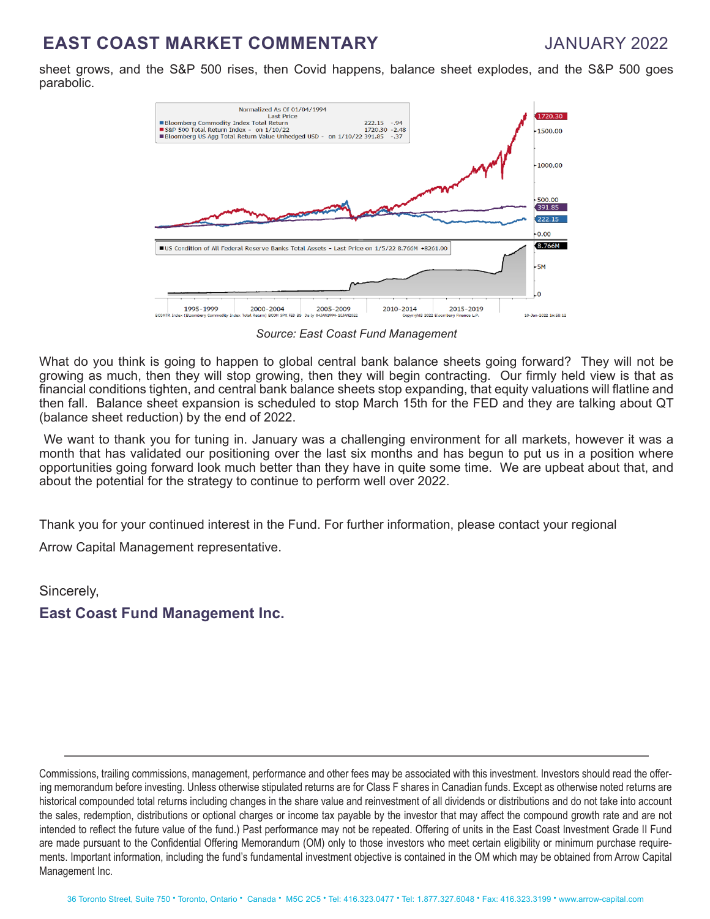sheet grows, and the S&P 500 rises, then Covid happens, balance sheet explodes, and the S&P 500 goes parabolic.

Normalized As Of 01/04/1994
Last Price
Bloomberg Commodity Index Total Return 222.15 -.94
S&P 500 Total Return Index - on 1/10/22 1720.30 -2.48
Bloomberg US Agg Total Return Value Unhedged USD - on 1/10/22 391.85 -.37

1720.30
1500.00
1000.00
500.00
391.85
222.15
0.00

US Condition of All Federal Reserve Banks Total Assets - Last Price on 1/5/22 8.766M +8261.00

8.766M
5M
0

1995-1999
2000-2004
2005-2009
2010-2014
2015-2019

*Source: East Coast Fund Management*

What do you think is going to happen to global central bank balance sheets going forward? They will not be growing as much, then they will stop growing, then they will begin contracting. Our firmly held view is that as financial conditions tighten, and central bank balance sheets stop expanding, that equity valuations will flatline and then fall. Balance sheet expansion is scheduled to stop March 15th for the FED and they are talking about QT (balance sheet reduction) by the end of 2022.

We want to thank you for tuning in. January was a challenging environment for all markets, however it was a month that has validated our positioning over the last six months and has begun to put us in a position where opportunities going forward look much better than they have in quite some time. We are upbeat about that, and about the potential for the strategy to continue to perform well over 2022.

Thank you for your continued interest in the Fund. For further information, please contact your regional Arrow Capital Management representative.

Sincerely,

**East Coast Fund Management Inc.**

---

Commissions, trailing commissions, management, performance and other fees may be associated with this investment. Investors should read the offering memorandum before investing. Unless otherwise stipulated returns are for Class F shares in Canadian funds. Except as otherwise noted returns are historical compounded total returns including changes in the share value and reinvestment of all dividends or distributions and do not take into account the sales, redemption, distributions or optional charges or income tax payable by the investor that may affect the compound growth rate and are not intended to reflect the future value of the fund.) Past performance may not be repeated. Offering of units in the East Coast Investment Grade II Fund are made pursuant to the Confidential Offering Memorandum (OM) only to those investors who meet certain eligibility or minimum purchase requirements. Important information, including the fund's fundamental investment objective is contained in the OM which may be obtained from Arrow Capital Management Inc.

36 Toronto Street, Suite 750 • Toronto, Ontario • Canada • M5C 2C5 • Tel: 416.323.0477 • Tel: 1.877.327.6048 • Fax: 416.323.3199 • www.arrow-capital.com